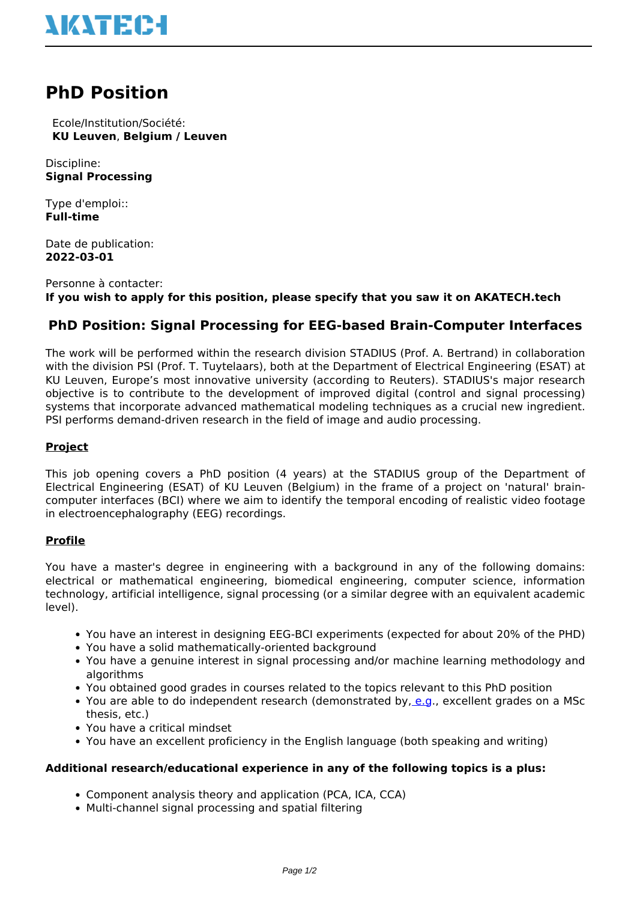# PhD Position

Ecole/Institution/Société:
**KU Leuven**, **Belgium / Leuven**

Discipline:
**Signal Processing**

Type d'emploi::
**Full-time**

Date de publication:
**2022-03-01**

Personne à contacter:
**If you wish to apply for this position, please specify that you saw it on AKATECH.tech**

## PhD Position: Signal Processing for EEG-based Brain-Computer Interfaces

The work will be performed within the research division STADIUS (Prof. A. Bertrand) in collaboration with the division PSI (Prof. T. Tuytelaars), both at the Department of Electrical Engineering (ESAT) at KU Leuven, Europe's most innovative university (according to Reuters). STADIUS's major research objective is to contribute to the development of improved digital (control and signal processing) systems that incorporate advanced mathematical modeling techniques as a crucial new ingredient. PSI performs demand-driven research in the field of image and audio processing.

### Project

This job opening covers a PhD position (4 years) at the STADIUS group of the Department of Electrical Engineering (ESAT) of KU Leuven (Belgium) in the frame of a project on 'natural' brain-computer interfaces (BCI) where we aim to identify the temporal encoding of realistic video footage in electroencephalography (EEG) recordings.

### Profile

You have a master's degree in engineering with a background in any of the following domains: electrical or mathematical engineering, biomedical engineering, computer science, information technology, artificial intelligence, signal processing (or a similar degree with an equivalent academic level).

- You have an interest in designing EEG-BCI experiments (expected for about 20% of the PHD)
- You have a solid mathematically-oriented background
- You have a genuine interest in signal processing and/or machine learning methodology and algorithms
- You obtained good grades in courses related to the topics relevant to this PhD position
- You are able to do independent research (demonstrated by, e.g., excellent grades on a MSc thesis, etc.)
- You have a critical mindset
- You have an excellent proficiency in the English language (both speaking and writing)

**Additional research/educational experience in any of the following topics is a plus:**

- Component analysis theory and application (PCA, ICA, CCA)
- Multi-channel signal processing and spatial filtering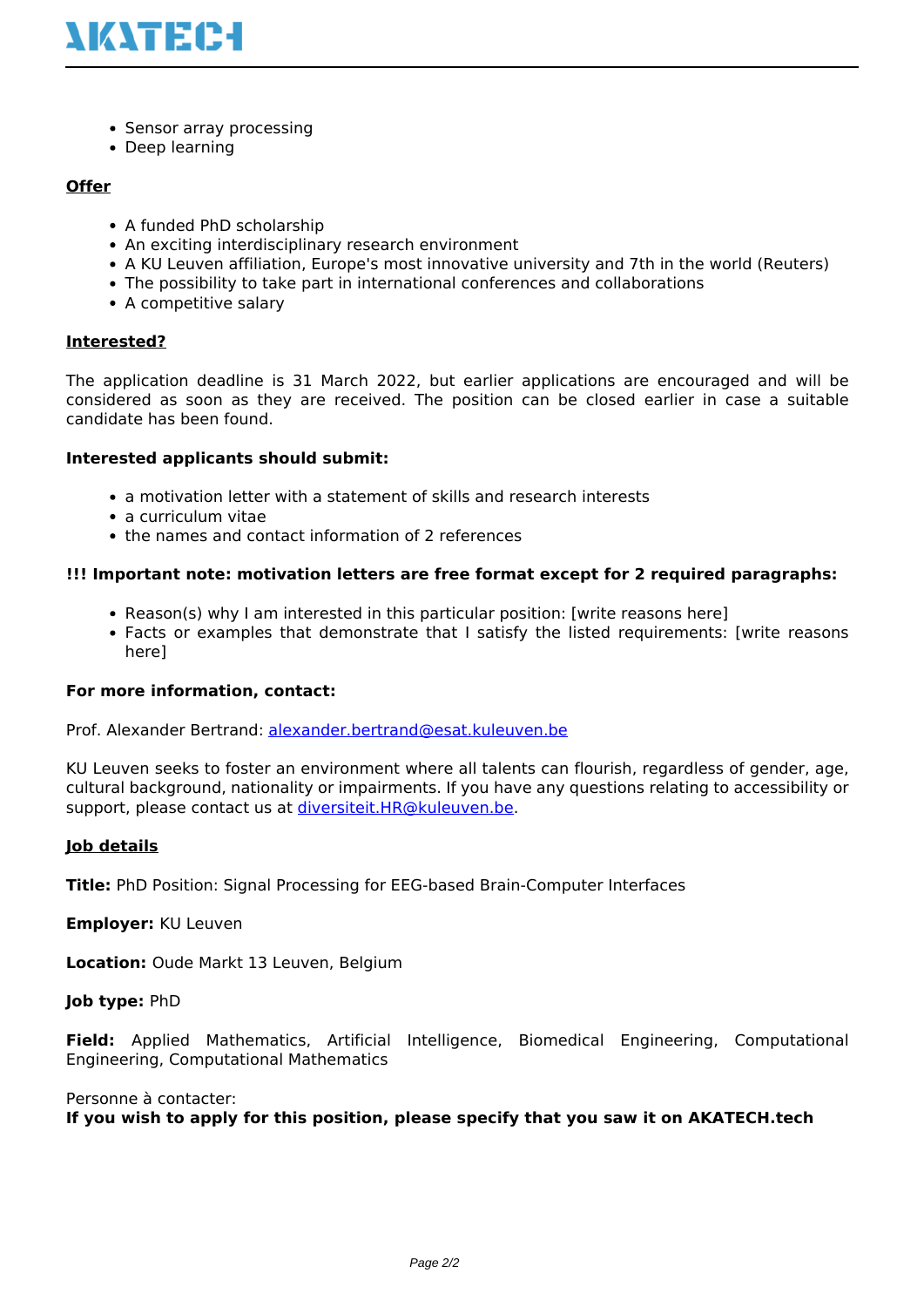- Sensor array processing
- Deep learning

**Offer**

- A funded PhD scholarship
- An exciting interdisciplinary research environment
- A KU Leuven affiliation, Europe's most innovative university and 7th in the world (Reuters)
- The possibility to take part in international conferences and collaborations
- A competitive salary

**Interested?**

The application deadline is 31 March 2022, but earlier applications are encouraged and will be considered as soon as they are received. The position can be closed earlier in case a suitable candidate has been found.

**Interested applicants should submit:**

- a motivation letter with a statement of skills and research interests
- a curriculum vitae
- the names and contact information of 2 references

**!!! Important note: motivation letters are free format except for 2 required paragraphs:**

- Reason(s) why I am interested in this particular position: [write reasons here]
- Facts or examples that demonstrate that I satisfy the listed requirements: [write reasons here]

**For more information, contact:**

Prof. Alexander Bertrand: alexander.bertrand@esat.kuleuven.be

KU Leuven seeks to foster an environment where all talents can flourish, regardless of gender, age, cultural background, nationality or impairments. If you have any questions relating to accessibility or support, please contact us at diversiteit.HR@kuleuven.be.

**Job details**

**Title:** PhD Position: Signal Processing for EEG-based Brain-Computer Interfaces

**Employer:** KU Leuven

**Location:** Oude Markt 13 Leuven, Belgium

**Job type:** PhD

**Field:** Applied Mathematics, Artificial Intelligence, Biomedical Engineering, Computational Engineering, Computational Mathematics

Personne à contacter:
**If you wish to apply for this position, please specify that you saw it on AKATECH.tech**